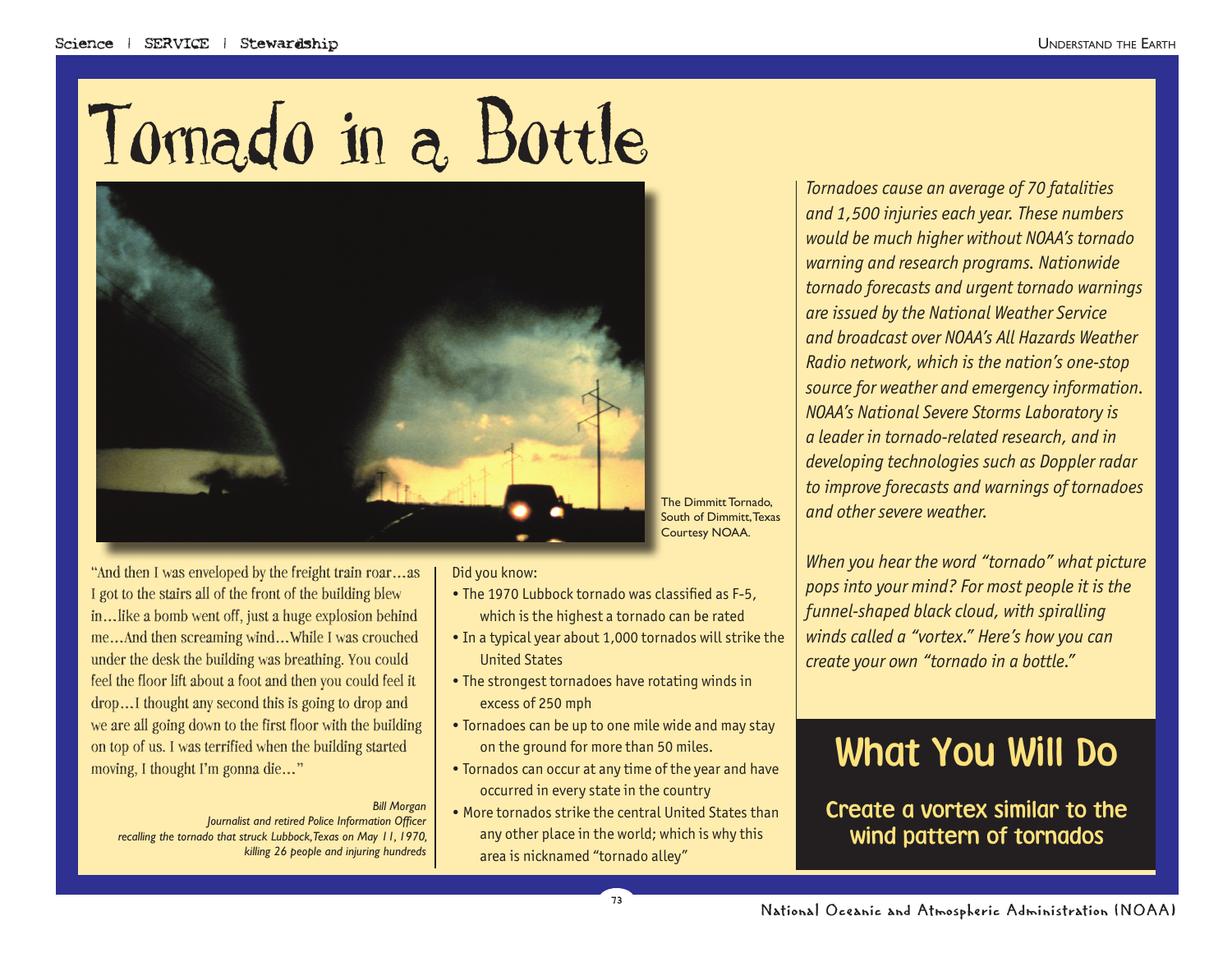# Tornado in a Bottle

The Dimmitt Tornado, South of Dimmitt, Texas Courtesy NOAA.

"And then I was enveloped by the freight train roar…as I got to the stairs all of the front of the building blew in…like a bomb went off, just a huge explosion behind me…And then screaming wind…While I was crouched under the desk the building was breathing. You could feel the floor lift about a foot and then you could feel it drop…I thought any second this is going to drop and we are all going down to the first floor with the building on top of us. I was terrified when the building started moving, I thought I'm gonna die…"

*Bill Morgan*
*Journalist and retired Police Information Officer recalling the tornado that struck Lubbock, Texas on May 11, 1970, killing 26 people and injuring hundreds*

Did you know:

- The 1970 Lubbock tornado was classified as F-5, which is the highest a tornado can be rated
- In a typical year about 1,000 tornados will strike the United States
- The strongest tornadoes have rotating winds in excess of 250 mph
- Tornadoes can be up to one mile wide and may stay on the ground for more than 50 miles.
- Tornados can occur at any time of the year and have occurred in every state in the country
- More tornados strike the central United States than any other place in the world; which is why this area is nicknamed "tornado alley"

*Tornadoes cause an average of 70 fatalities and 1,500 injuries each year. These numbers would be much higher without NOAA's tornado warning and research programs. Nationwide tornado forecasts and urgent tornado warnings are issued by the National Weather Service and broadcast over NOAA's All Hazards Weather Radio network, which is the nation's one-stop source for weather and emergency information. NOAA's National Severe Storms Laboratory is a leader in tornado-related research, and in developing technologies such as Doppler radar to improve forecasts and warnings of tornadoes and other severe weather.*

*When you hear the word "tornado" what picture pops into your mind? For most people it is the funnel-shaped black cloud, with spiralling winds called a "vortex." Here's how you can create your own "tornado in a bottle."*

## What You Will Do

**Create a vortex similar to the wind pattern of tornados**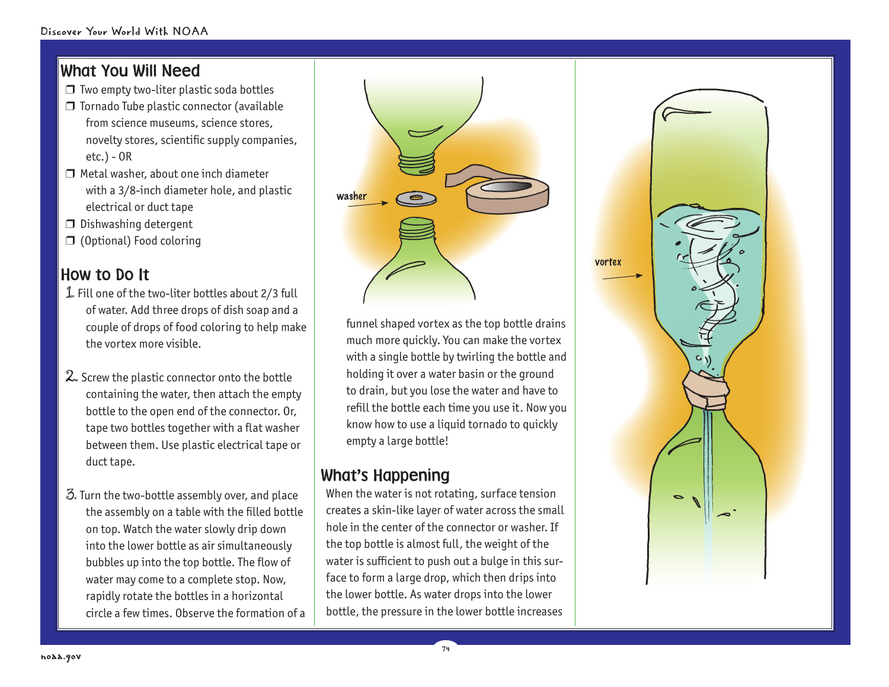## What You Will Need

- ❒ Two empty two-liter plastic soda bottles
- ❒ Tornado Tube plastic connector (available from science museums, science stores, novelty stores, scientific supply companies, etc.) - OR
- ❒ Metal washer, about one inch diameter with a 3/8-inch diameter hole, and plastic electrical or duct tape
- ❒ Dishwashing detergent
- ❒ (Optional) Food coloring

## How to Do It

1. Fill one of the two-liter bottles about 2/3 full of water. Add three drops of dish soap and a couple of drops of food coloring to help make the vortex more visible.

2. Screw the plastic connector onto the bottle containing the water, then attach the empty bottle to the open end of the connector. Or, tape two bottles together with a flat washer between them. Use plastic electrical tape or duct tape.

3. Turn the two-bottle assembly over, and place the assembly on a table with the filled bottle on top. Watch the water slowly drip down into the lower bottle as air simultaneously bubbles up into the top bottle. The flow of water may come to a complete stop. Now, rapidly rotate the bottles in a horizontal circle a few times. Observe the formation of a funnel shaped vortex as the top bottle drains much more quickly. You can make the vortex with a single bottle by twirling the bottle and holding it over a water basin or the ground to drain, but you lose the water and have to refill the bottle each time you use it. Now you know how to use a liquid tornado to quickly empty a large bottle!

washer

vortex

## What's Happening

When the water is not rotating, surface tension creates a skin-like layer of water across the small hole in the center of the connector or washer. If the top bottle is almost full, the weight of the water is sufficient to push out a bulge in this surface to form a large drop, which then drips into the lower bottle. As water drops into the lower bottle, the pressure in the lower bottle increases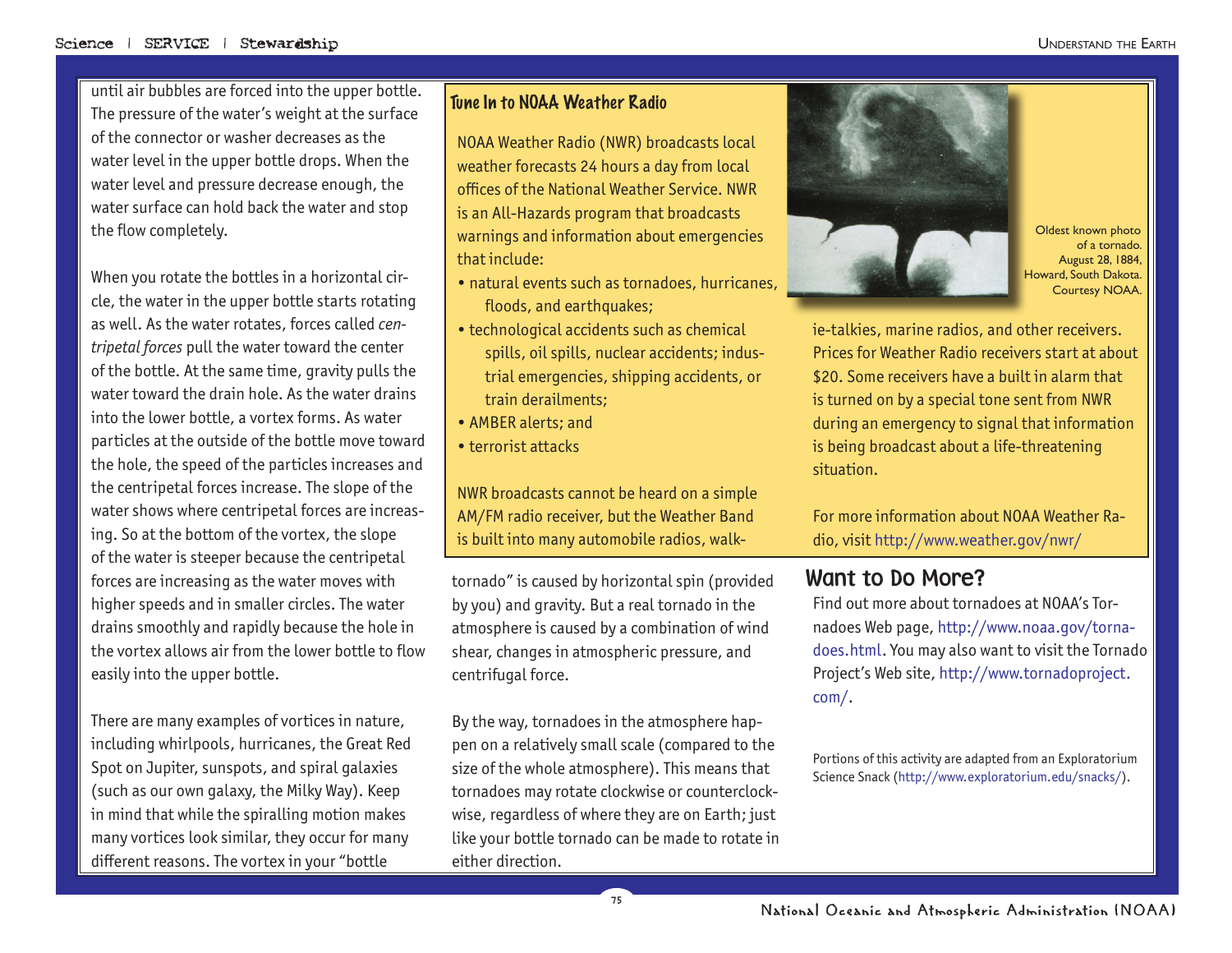until air bubbles are forced into the upper bottle. The pressure of the water's weight at the surface of the connector or washer decreases as the water level in the upper bottle drops. When the water level and pressure decrease enough, the water surface can hold back the water and stop the flow completely.

When you rotate the bottles in a horizontal circle, the water in the upper bottle starts rotating as well. As the water rotates, forces called *centripetal forces* pull the water toward the center of the bottle. At the same time, gravity pulls the water toward the drain hole. As the water drains into the lower bottle, a vortex forms. As water particles at the outside of the bottle move toward the hole, the speed of the particles increases and the centripetal forces increase. The slope of the water shows where centripetal forces are increasing. So at the bottom of the vortex, the slope of the water is steeper because the centripetal forces are increasing as the water moves with higher speeds and in smaller circles. The water drains smoothly and rapidly because the hole in the vortex allows air from the lower bottle to flow easily into the upper bottle.

There are many examples of vortices in nature, including whirlpools, hurricanes, the Great Red Spot on Jupiter, sunspots, and spiral galaxies (such as our own galaxy, the Milky Way). Keep in mind that while the spiralling motion makes many vortices look similar, they occur for many different reasons. The vortex in your "bottle tornado" is caused by horizontal spin (provided by you) and gravity. But a real tornado in the atmosphere is caused by a combination of wind shear, changes in atmospheric pressure, and centrifugal force.

By the way, tornadoes in the atmosphere happen on a relatively small scale (compared to the size of the whole atmosphere). This means that tornadoes may rotate clockwise or counterclockwise, regardless of where they are on Earth; just like your bottle tornado can be made to rotate in either direction.

### Tune In to NOAA Weather Radio

NOAA Weather Radio (NWR) broadcasts local weather forecasts 24 hours a day from local offices of the National Weather Service. NWR is an All-Hazards program that broadcasts warnings and information about emergencies that include:

- natural events such as tornadoes, hurricanes, floods, and earthquakes;
- technological accidents such as chemical spills, oil spills, nuclear accidents; industrial emergencies, shipping accidents, or train derailments;
- AMBER alerts; and
- terrorist attacks

NWR broadcasts cannot be heard on a simple AM/FM radio receiver, but the Weather Band is built into many automobile radios, walkie-talkies, marine radios, and other receivers. Prices for Weather Radio receivers start at about $20. Some receivers have a built in alarm that is turned on by a special tone sent from NWR during an emergency to signal that information is being broadcast about a life-threatening situation.

For more information about NOAA Weather Radio, visit http://www.weather.gov/nwr/

Oldest known photo of a tornado. August 28, 1884, Howard, South Dakota. Courtesy NOAA.

## Want to Do More?

Find out more about tornadoes at NOAA's Tornadoes Web page, http://www.noaa.gov/tornadoes.html. You may also want to visit the Tornado Project's Web site, http://www.tornadoproject.com/.

Portions of this activity are adapted from an Exploratorium Science Snack (http://www.exploratorium.edu/snacks/).